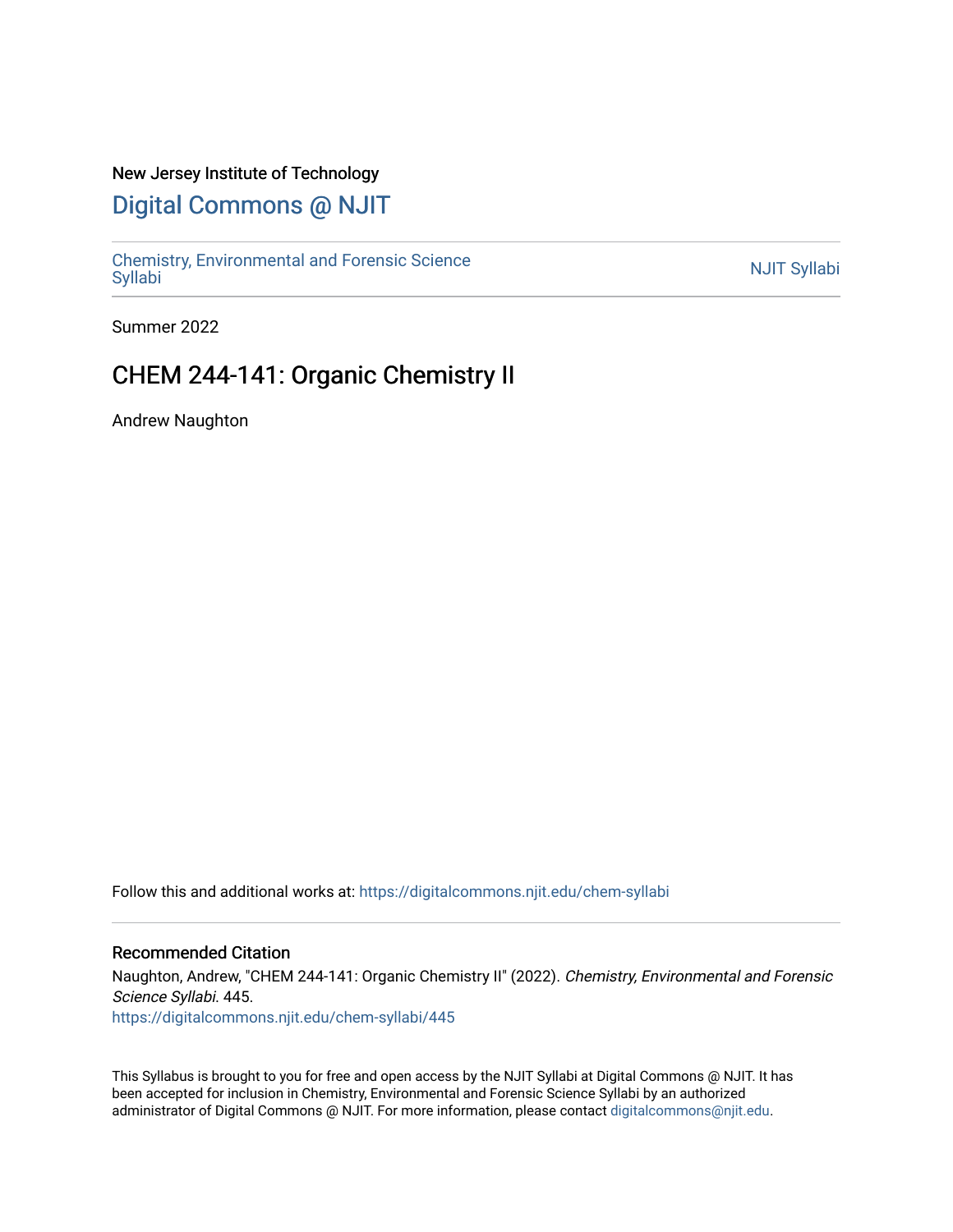New Jersey Institute of Technology

# Digital Commons @ NJIT

Chemistry, Environmental and Forensic Science Syllabi | NJIT Syllabi

Summer 2022

## CHEM 244-141: Organic Chemistry II

Andrew Naughton

Follow this and additional works at: https://digitalcommons.njit.edu/chem-syllabi

### Recommended Citation

Naughton, Andrew, "CHEM 244-141: Organic Chemistry II" (2022). *Chemistry, Environmental and Forensic Science Syllabi*. 445.
https://digitalcommons.njit.edu/chem-syllabi/445

This Syllabus is brought to you for free and open access by the NJIT Syllabi at Digital Commons @ NJIT. It has been accepted for inclusion in Chemistry, Environmental and Forensic Science Syllabi by an authorized administrator of Digital Commons @ NJIT. For more information, please contact digitalcommons@njit.edu.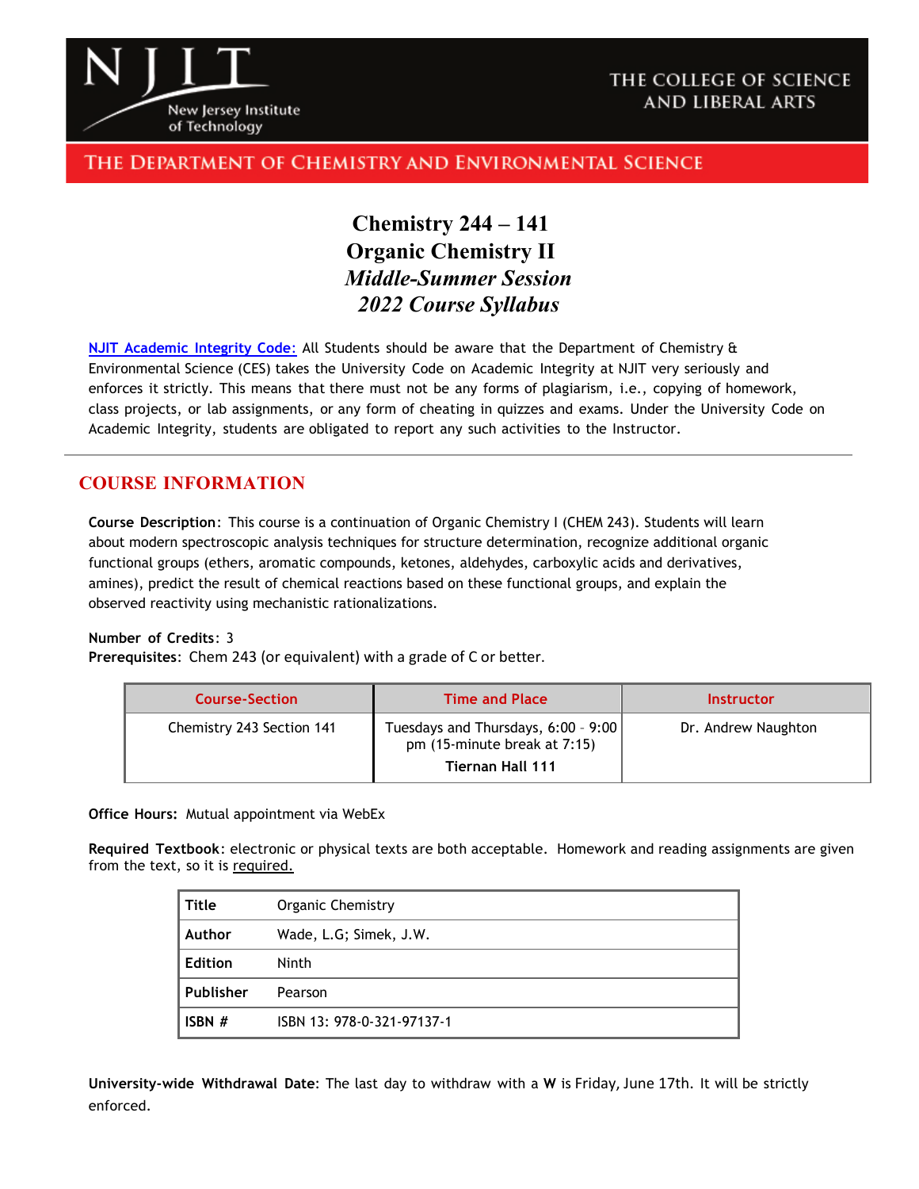THE COLLEGE OF SCIENCE AND LIBERAL ARTS

THE DEPARTMENT OF CHEMISTRY AND ENVIRONMENTAL SCIENCE

# Chemistry 244 – 141
# Organic Chemistry II
## *Middle-Summer Session*
## *2022 Course Syllabus*

NJIT Academic Integrity Code: All Students should be aware that the Department of Chemistry & Environmental Science (CES) takes the University Code on Academic Integrity at NJIT very seriously and enforces it strictly. This means that there must not be any forms of plagiarism, i.e., copying of homework, class projects, or lab assignments, or any form of cheating in quizzes and exams. Under the University Code on Academic Integrity, students are obligated to report any such activities to the Instructor.

---

## COURSE INFORMATION

**Course Description**: This course is a continuation of Organic Chemistry I (CHEM 243). Students will learn about modern spectroscopic analysis techniques for structure determination, recognize additional organic functional groups (ethers, aromatic compounds, ketones, aldehydes, carboxylic acids and derivatives, amines), predict the result of chemical reactions based on these functional groups, and explain the observed reactivity using mechanistic rationalizations.

**Number of Credits**: 3
**Prerequisites**: Chem 243 (or equivalent) with a grade of C or better.

| Course-Section | Time and Place | Instructor |
|---|---|---|
| Chemistry 243 Section 141 | Tuesdays and Thursdays, 6:00 – 9:00 pm (15-minute break at 7:15) **Tiernan Hall 111** | Dr. Andrew Naughton |

**Office Hours:** Mutual appointment via WebEx

**Required Textbook**: electronic or physical texts are both acceptable. Homework and reading assignments are given from the text, so it is required.

| | |
|---|---|
| **Title** | Organic Chemistry |
| **Author** | Wade, L.G; Simek, J.W. |
| **Edition** | Ninth |
| **Publisher** | Pearson |
| **ISBN #** | ISBN 13: 978-0-321-97137-1 |

**University-wide Withdrawal Date**: The last day to withdraw with a **W** is Friday, June 17th. It will be strictly enforced.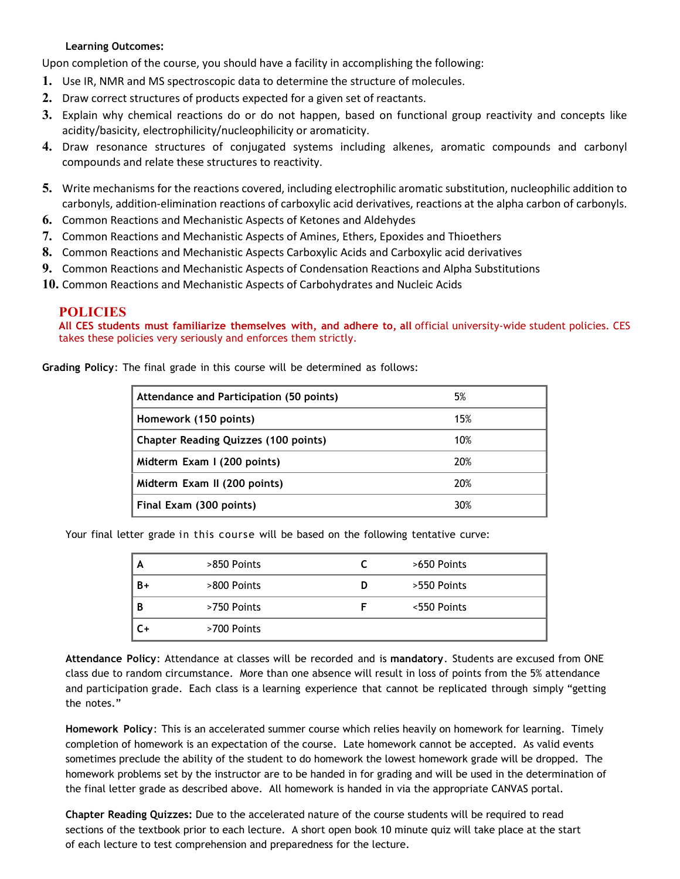**Learning Outcomes:**

Upon completion of the course, you should have a facility in accomplishing the following:

1. Use IR, NMR and MS spectroscopic data to determine the structure of molecules.
2. Draw correct structures of products expected for a given set of reactants.
3. Explain why chemical reactions do or do not happen, based on functional group reactivity and concepts like acidity/basicity, electrophilicity/nucleophilicity or aromaticity.
4. Draw resonance structures of conjugated systems including alkenes, aromatic compounds and carbonyl compounds and relate these structures to reactivity.
5. Write mechanisms for the reactions covered, including electrophilic aromatic substitution, nucleophilic addition to carbonyls, addition-elimination reactions of carboxylic acid derivatives, reactions at the alpha carbon of carbonyls.
6. Common Reactions and Mechanistic Aspects of Ketones and Aldehydes
7. Common Reactions and Mechanistic Aspects of Amines, Ethers, Epoxides and Thioethers
8. Common Reactions and Mechanistic Aspects Carboxylic Acids and Carboxylic acid derivatives
9. Common Reactions and Mechanistic Aspects of Condensation Reactions and Alpha Substitutions
10. Common Reactions and Mechanistic Aspects of Carbohydrates and Nucleic Acids

## POLICIES

**All CES students must familiarize themselves with, and adhere to, all** official university-wide student policies. CES takes these policies very seriously and enforces them strictly.

**Grading Policy**: The final grade in this course will be determined as follows:

| Component | Weight |
|---|---|
| **Attendance and Participation (50 points)** | 5% |
| **Homework (150 points)** | 15% |
| **Chapter Reading Quizzes (100 points)** | 10% |
| **Midterm Exam I (200 points)** | 20% |
| **Midterm Exam II (200 points)** | 20% |
| **Final Exam (300 points)** | 30% |

Your final letter grade in this course will be based on the following tentative curve:

| Grade | Points | Grade | Points |
|---|---|---|---|
| A | >850 Points | C | >650 Points |
| B+ | >800 Points | D | >550 Points |
| B | >750 Points | F | <550 Points |
| C+ | >700 Points | | |

**Attendance Policy**: Attendance at classes will be recorded and is **mandatory**. Students are excused from ONE class due to random circumstance. More than one absence will result in loss of points from the 5% attendance and participation grade. Each class is a learning experience that cannot be replicated through simply "getting the notes."

**Homework Policy**: This is an accelerated summer course which relies heavily on homework for learning. Timely completion of homework is an expectation of the course. Late homework cannot be accepted. As valid events sometimes preclude the ability of the student to do homework the lowest homework grade will be dropped. The homework problems set by the instructor are to be handed in for grading and will be used in the determination of the final letter grade as described above. All homework is handed in via the appropriate CANVAS portal.

**Chapter Reading Quizzes:** Due to the accelerated nature of the course students will be required to read sections of the textbook prior to each lecture. A short open book 10 minute quiz will take place at the start of each lecture to test comprehension and preparedness for the lecture.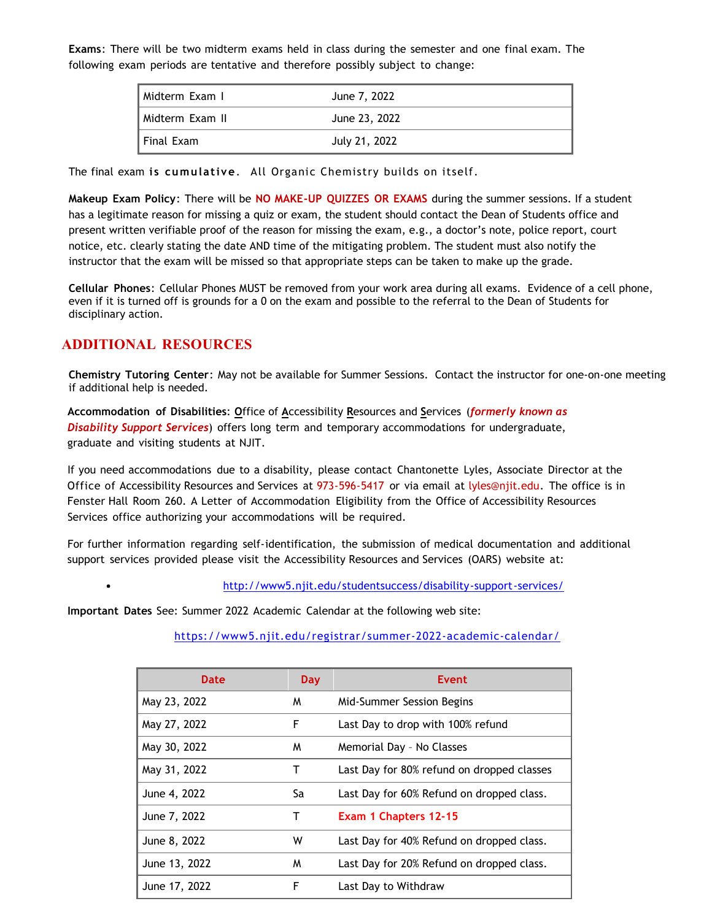**Exams**: There will be two midterm exams held in class during the semester and one final exam. The following exam periods are tentative and therefore possibly subject to change:

| Midterm Exam I | June 7, 2022 |
|---|---|
| Midterm Exam II | June 23, 2022 |
| Final Exam | July 21, 2022 |

The final exam **is cumulative**. All Organic Chemistry builds on itself.

**Makeup Exam Policy**: There will be **NO MAKE-UP QUIZZES OR EXAMS** during the summer sessions. If a student has a legitimate reason for missing a quiz or exam, the student should contact the Dean of Students office and present written verifiable proof of the reason for missing the exam, e.g., a doctor's note, police report, court notice, etc. clearly stating the date AND time of the mitigating problem. The student must also notify the instructor that the exam will be missed so that appropriate steps can be taken to make up the grade.

**Cellular Phones**: Cellular Phones MUST be removed from your work area during all exams. Evidence of a cell phone, even if it is turned off is grounds for a 0 on the exam and possible to the referral to the Dean of Students for disciplinary action.

## ADDITIONAL RESOURCES

**Chemistry Tutoring Center**: May not be available for Summer Sessions. Contact the instructor for one-on-one meeting if additional help is needed.

**Accommodation of Disabilities**: Office of Accessibility Resources and Services (***formerly known as Disability Support Services***) offers long term and temporary accommodations for undergraduate, graduate and visiting students at NJIT.

If you need accommodations due to a disability, please contact Chantonette Lyles, Associate Director at the Office of Accessibility Resources and Services at 973-596-5417 or via email at lyles@njit.edu. The office is in Fenster Hall Room 260. A Letter of Accommodation Eligibility from the Office of Accessibility Resources Services office authorizing your accommodations will be required.

For further information regarding self-identification, the submission of medical documentation and additional support services provided please visit the Accessibility Resources and Services (OARS) website at:

- http://www5.njit.edu/studentsuccess/disability-support-services/

**Important Dates** See: Summer 2022 Academic Calendar at the following web site:

https://www5.njit.edu/registrar/summer-2022-academic-calendar/

| Date | Day | Event |
|---|---|---|
| May 23, 2022 | M | Mid-Summer Session Begins |
| May 27, 2022 | F | Last Day to drop with 100% refund |
| May 30, 2022 | M | Memorial Day – No Classes |
| May 31, 2022 | T | Last Day for 80% refund on dropped classes |
| June 4, 2022 | Sa | Last Day for 60% Refund on dropped class. |
| June 7, 2022 | T | **Exam 1 Chapters 12-15** |
| June 8, 2022 | W | Last Day for 40% Refund on dropped class. |
| June 13, 2022 | M | Last Day for 20% Refund on dropped class. |
| June 17, 2022 | F | Last Day to Withdraw |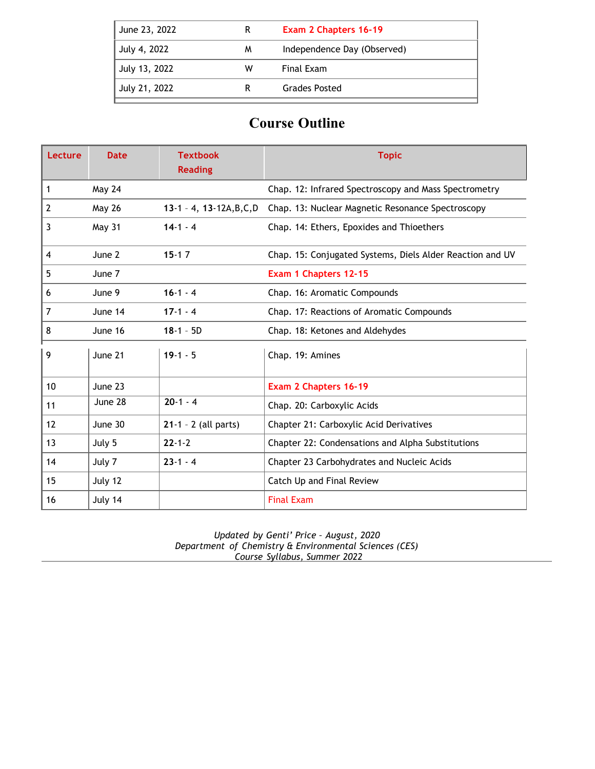| | | |
|---|---|---|
| June 23, 2022 | R | **Exam 2 Chapters 16-19** |
| July 4, 2022 | M | Independence Day (Observed) |
| July 13, 2022 | W | Final Exam |
| July 21, 2022 | R | Grades Posted |

# Course Outline

| Lecture | Date | Textbook Reading | Topic |
|---|---|---|---|
| 1 | May 24 | | Chap. 12: Infrared Spectroscopy and Mass Spectrometry |
| 2 | May 26 | **13**-1 – 4, **13**-12A,B,C,D | Chap. 13: Nuclear Magnetic Resonance Spectroscopy |
| 3 | May 31 | **14**-1 - 4 | Chap. 14: Ethers, Epoxides and Thioethers |
| 4 | June 2 | **15**-1 7 | Chap. 15: Conjugated Systems, Diels Alder Reaction and UV |
| 5 | June 7 | | **Exam 1 Chapters 12-15** |
| 6 | June 9 | **16**-1 - 4 | Chap. 16: Aromatic Compounds |
| 7 | June 14 | **17**-1 - 4 | Chap. 17: Reactions of Aromatic Compounds |
| 8 | June 16 | **18**-1 – 5D | Chap. 18: Ketones and Aldehydes |
| 9 | June 21 | **19**-1 - 5 | Chap. 19: Amines |
| 10 | June 23 | | **Exam 2 Chapters 16-19** |
| 11 | June 28 | **20**-1 - 4 | Chap. 20: Carboxylic Acids |
| 12 | June 30 | **21**-1 – 2 (all parts) | Chapter 21: Carboxylic Acid Derivatives |
| 13 | July 5 | **22**-1-2 | Chapter 22: Condensations and Alpha Substitutions |
| 14 | July 7 | **23**-1 - 4 | Chapter 23 Carbohydrates and Nucleic Acids |
| 15 | July 12 | | Catch Up and Final Review |
| 16 | July 14 | | Final Exam |

*Updated by Genti' Price – August, 2020*
*Department of Chemistry & Environmental Sciences (CES)*
*Course Syllabus, Summer 2022*